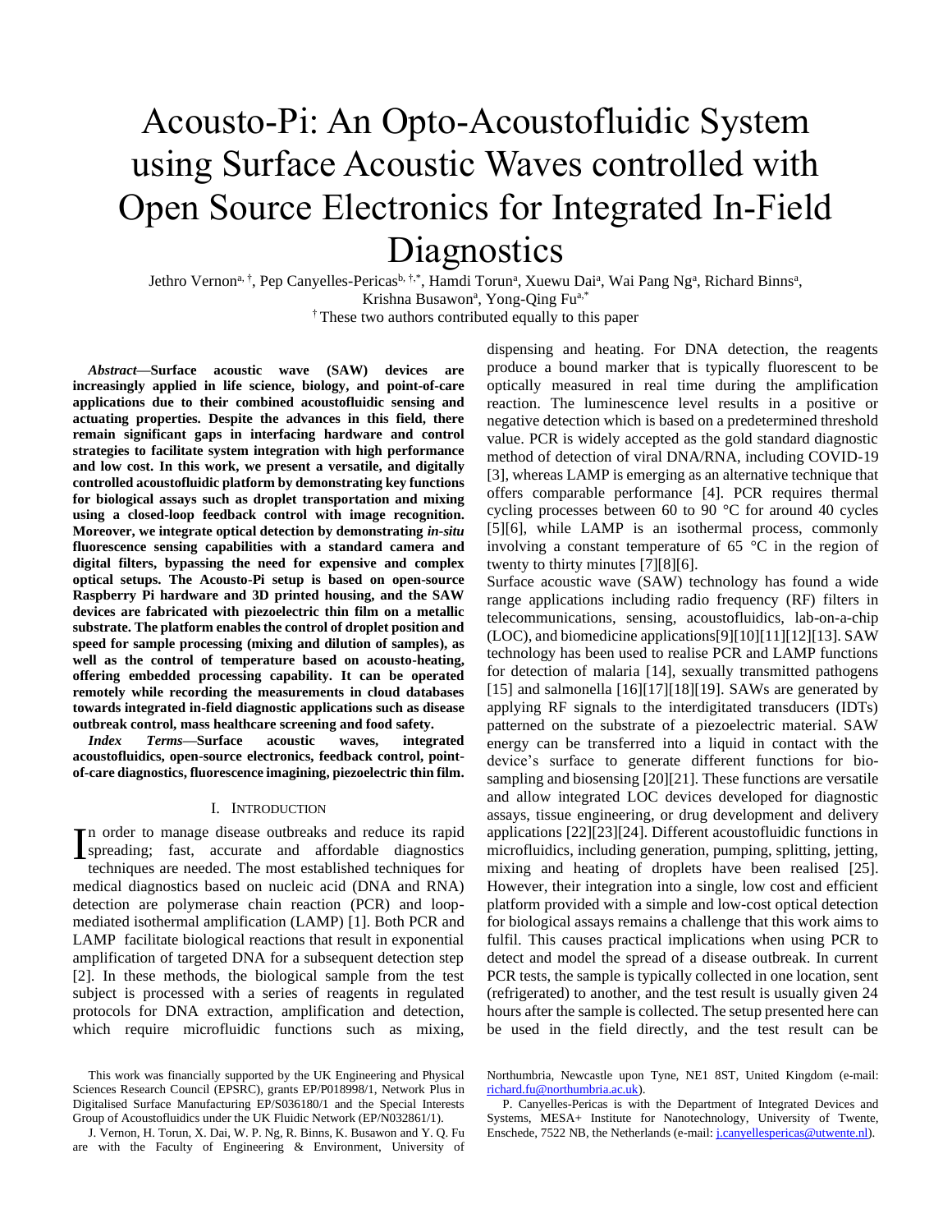# Acousto-Pi: An Opto-Acoustofluidic System using Surface Acoustic Waves controlled with Open Source Electronics for Integrated In-Field Diagnostics

Jethro Vernon[a, †], Pep Canyelles-Pericas[b, †,*], Hamdi Torun[a], Xuewu Dai[a], Wai Pang Ng[a], Richard Binns[a], Krishna Busawon[a], Yong-Qing Fu[a,*]

[†] These two authors contributed equally to this paper

***Abstract*—Surface acoustic wave (SAW) devices are increasingly applied in life science, biology, and point-of-care applications due to their combined acoustofluidic sensing and actuating properties. Despite the advances in this field, there remain significant gaps in interfacing hardware and control strategies to facilitate system integration with high performance and low cost. In this work, we present a versatile, and digitally controlled acoustofluidic platform by demonstrating key functions for biological assays such as droplet transportation and mixing using a closed-loop feedback control with image recognition. Moreover, we integrate optical detection by demonstrating *in-situ* fluorescence sensing capabilities with a standard camera and digital filters, bypassing the need for expensive and complex optical setups. The Acousto-Pi setup is based on open-source Raspberry Pi hardware and 3D printed housing, and the SAW devices are fabricated with piezoelectric thin film on a metallic substrate. The platform enables the control of droplet position and speed for sample processing (mixing and dilution of samples), as well as the control of temperature based on acousto-heating, offering embedded processing capability. It can be operated remotely while recording the measurements in cloud databases towards integrated in-field diagnostic applications such as disease outbreak control, mass healthcare screening and food safety.**

***Index Terms*—Surface acoustic waves, integrated acoustofluidics, open-source electronics, feedback control, point-of-care diagnostics, fluorescence imagining, piezoelectric thin film.**

## I. Introduction

In order to manage disease outbreaks and reduce its rapid spreading; fast, accurate and affordable diagnostics techniques are needed. The most established techniques for medical diagnostics based on nucleic acid (DNA and RNA) detection are polymerase chain reaction (PCR) and loop-mediated isothermal amplification (LAMP) [1]. Both PCR and LAMP facilitate biological reactions that result in exponential amplification of targeted DNA for a subsequent detection step [2]. In these methods, the biological sample from the test subject is processed with a series of reagents in regulated protocols for DNA extraction, amplification and detection, which require microfluidic functions such as mixing, dispensing and heating. For DNA detection, the reagents produce a bound marker that is typically fluorescent to be optically measured in real time during the amplification reaction. The luminescence level results in a positive or negative detection which is based on a predetermined threshold value. PCR is widely accepted as the gold standard diagnostic method of detection of viral DNA/RNA, including COVID-19 [3], whereas LAMP is emerging as an alternative technique that offers comparable performance [4]. PCR requires thermal cycling processes between 60 to 90 °C for around 40 cycles [5][6], while LAMP is an isothermal process, commonly involving a constant temperature of 65 °C in the region of twenty to thirty minutes [7][8][6].

Surface acoustic wave (SAW) technology has found a wide range applications including radio frequency (RF) filters in telecommunications, sensing, acoustofluidics, lab-on-a-chip (LOC), and biomedicine applications[9][10][11][12][13]. SAW technology has been used to realise PCR and LAMP functions for detection of malaria [14], sexually transmitted pathogens [15] and salmonella [16][17][18][19]. SAWs are generated by applying RF signals to the interdigitated transducers (IDTs) patterned on the substrate of a piezoelectric material. SAW energy can be transferred into a liquid in contact with the device's surface to generate different functions for bio-sampling and biosensing [20][21]. These functions are versatile and allow integrated LOC devices developed for diagnostic assays, tissue engineering, or drug development and delivery applications [22][23][24]. Different acoustofluidic functions in microfluidics, including generation, pumping, splitting, jetting, mixing and heating of droplets have been realised [25]. However, their integration into a single, low cost and efficient platform provided with a simple and low-cost optical detection for biological assays remains a challenge that this work aims to fulfil. This causes practical implications when using PCR to detect and model the spread of a disease outbreak. In current PCR tests, the sample is typically collected in one location, sent (refrigerated) to another, and the test result is usually given 24 hours after the sample is collected. The setup presented here can be used in the field directly, and the test result can be

This work was financially supported by the UK Engineering and Physical Sciences Research Council (EPSRC), grants EP/P018998/1, Network Plus in Digitalised Surface Manufacturing EP/S036180/1 and the Special Interests Group of Acoustofluidics under the UK Fluidic Network (EP/N032861/1).

J. Vernon, H. Torun, X. Dai, W. P. Ng, R. Binns, K. Busawon and Y. Q. Fu are with the Faculty of Engineering & Environment, University of Northumbria, Newcastle upon Tyne, NE1 8ST, United Kingdom (e-mail: richard.fu@northumbria.ac.uk).

P. Canyelles-Pericas is with the Department of Integrated Devices and Systems, MESA+ Institute for Nanotechnology, University of Twente, Enschede, 7522 NB, the Netherlands (e-mail: j.canyellespericas@utwente.nl).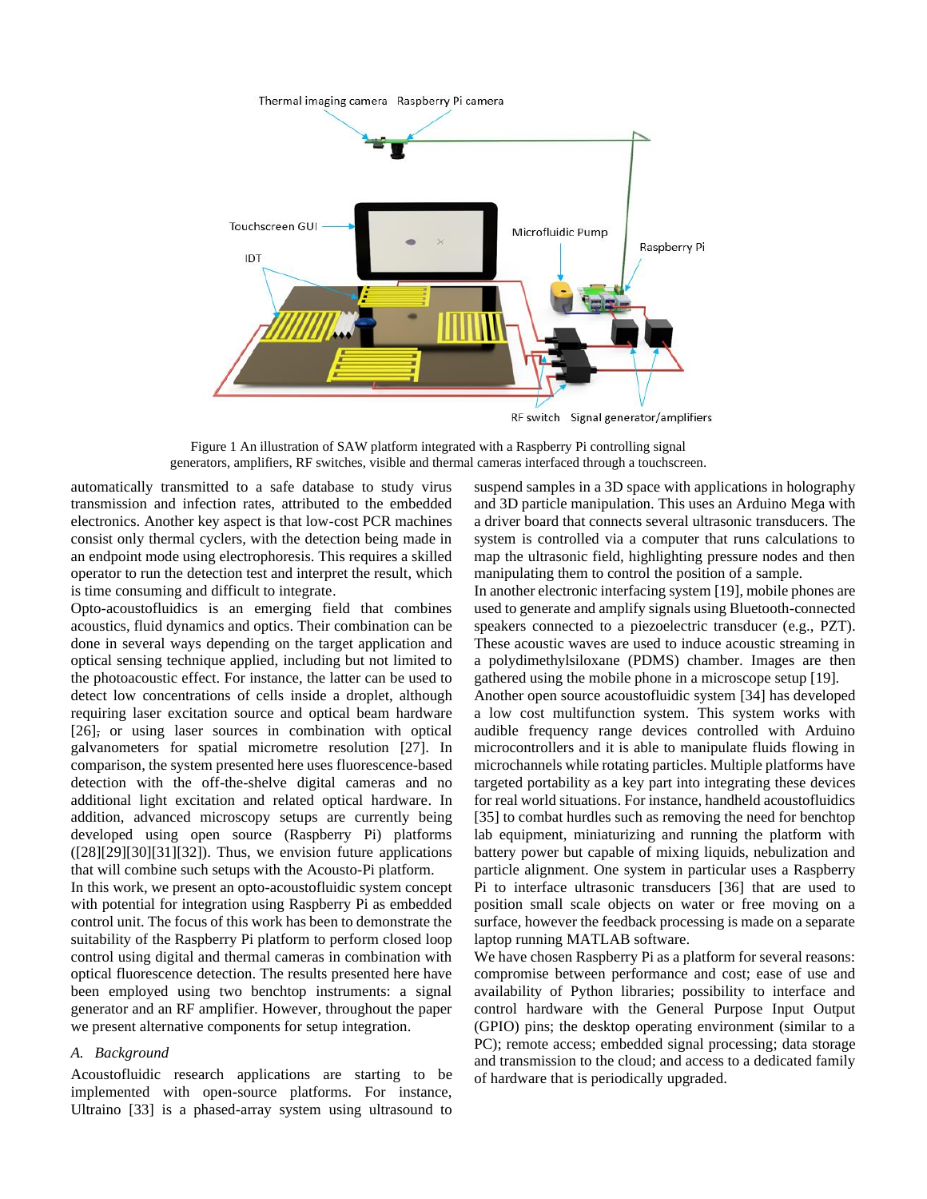Figure 1 An illustration of SAW platform integrated with a Raspberry Pi controlling signal generators, amplifiers, RF switches, visible and thermal cameras interfaced through a touchscreen.

automatically transmitted to a safe database to study virus transmission and infection rates, attributed to the embedded electronics. Another key aspect is that low-cost PCR machines consist only thermal cyclers, with the detection being made in an endpoint mode using electrophoresis. This requires a skilled operator to run the detection test and interpret the result, which is time consuming and difficult to integrate.

Opto-acoustofluidics is an emerging field that combines acoustics, fluid dynamics and optics. Their combination can be done in several ways depending on the target application and optical sensing technique applied, including but not limited to the photoacoustic effect. For instance, the latter can be used to detect low concentrations of cells inside a droplet, although requiring laser excitation source and optical beam hardware [26]; or using laser sources in combination with optical galvanometers for spatial micrometre resolution [27]. In comparison, the system presented here uses fluorescence-based detection with the off-the-shelve digital cameras and no additional light excitation and related optical hardware. In addition, advanced microscopy setups are currently being developed using open source (Raspberry Pi) platforms ([28][29][30][31][32]). Thus, we envision future applications that will combine such setups with the Acousto-Pi platform.

In this work, we present an opto-acoustofluidic system concept with potential for integration using Raspberry Pi as embedded control unit. The focus of this work has been to demonstrate the suitability of the Raspberry Pi platform to perform closed loop control using digital and thermal cameras in combination with optical fluorescence detection. The results presented here have been employed using two benchtop instruments: a signal generator and an RF amplifier. However, throughout the paper we present alternative components for setup integration.

### *A. Background*

Acoustofluidic research applications are starting to be implemented with open-source platforms. For instance, Ultraino [33] is a phased-array system using ultrasound to suspend samples in a 3D space with applications in holography and 3D particle manipulation. This uses an Arduino Mega with a driver board that connects several ultrasonic transducers. The system is controlled via a computer that runs calculations to map the ultrasonic field, highlighting pressure nodes and then manipulating them to control the position of a sample.

In another electronic interfacing system [19], mobile phones are used to generate and amplify signals using Bluetooth-connected speakers connected to a piezoelectric transducer (e.g., PZT). These acoustic waves are used to induce acoustic streaming in a polydimethylsiloxane (PDMS) chamber. Images are then gathered using the mobile phone in a microscope setup [19].

Another open source acoustofluidic system [34] has developed a low cost multifunction system. This system works with audible frequency range devices controlled with Arduino microcontrollers and it is able to manipulate fluids flowing in microchannels while rotating particles. Multiple platforms have targeted portability as a key part into integrating these devices for real world situations. For instance, handheld acoustofluidics [35] to combat hurdles such as removing the need for benchtop lab equipment, miniaturizing and running the platform with battery power but capable of mixing liquids, nebulization and particle alignment. One system in particular uses a Raspberry Pi to interface ultrasonic transducers [36] that are used to position small scale objects on water or free moving on a surface, however the feedback processing is made on a separate laptop running MATLAB software.

We have chosen Raspberry Pi as a platform for several reasons: compromise between performance and cost; ease of use and availability of Python libraries; possibility to interface and control hardware with the General Purpose Input Output (GPIO) pins; the desktop operating environment (similar to a PC); remote access; embedded signal processing; data storage and transmission to the cloud; and access to a dedicated family of hardware that is periodically upgraded.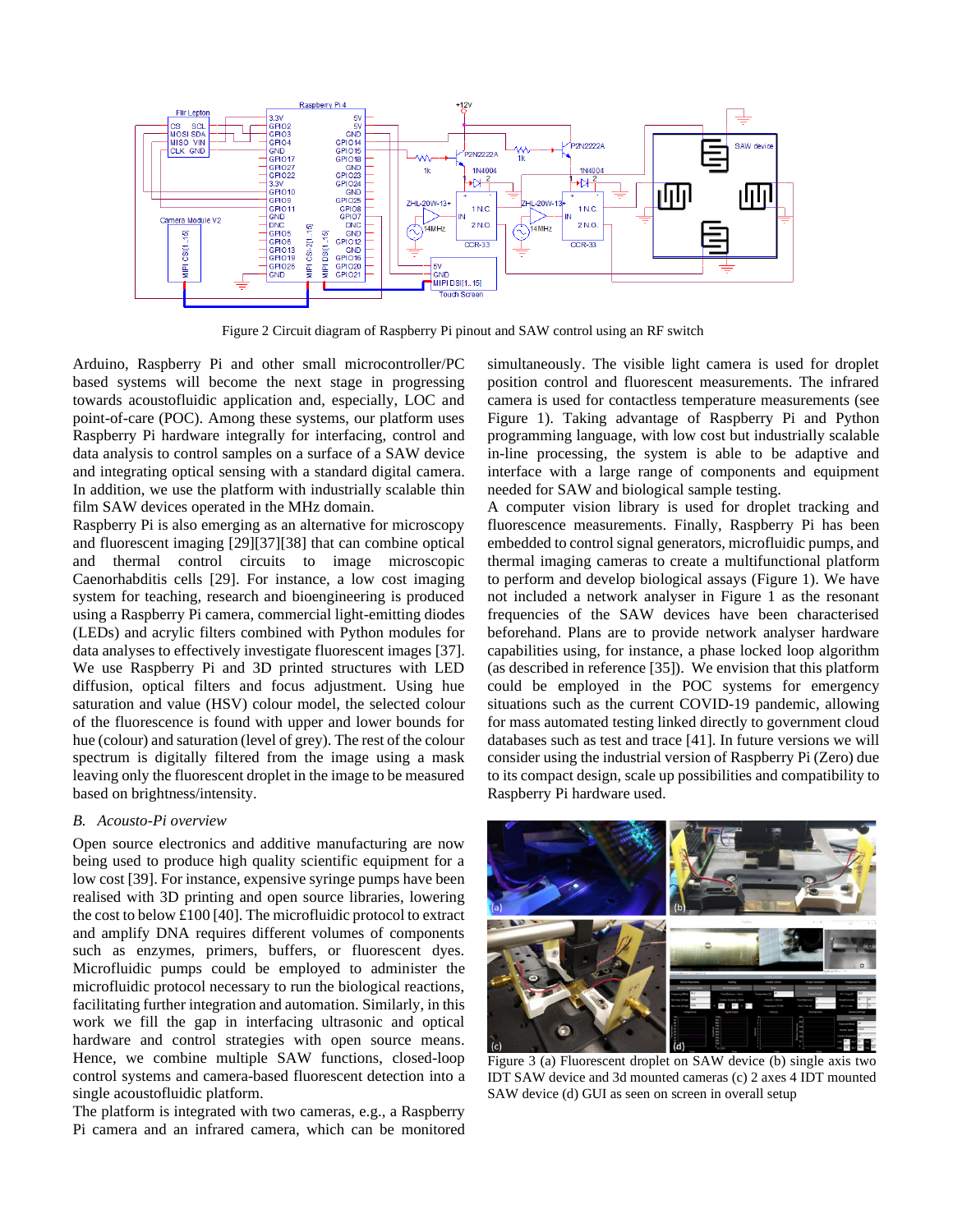Figure 2 Circuit diagram of Raspberry Pi pinout and SAW control using an RF switch

Arduino, Raspberry Pi and other small microcontroller/PC based systems will become the next stage in progressing towards acoustofluidic application and, especially, LOC and point-of-care (POC). Among these systems, our platform uses Raspberry Pi hardware integrally for interfacing, control and data analysis to control samples on a surface of a SAW device and integrating optical sensing with a standard digital camera. In addition, we use the platform with industrially scalable thin film SAW devices operated in the MHz domain.

Raspberry Pi is also emerging as an alternative for microscopy and fluorescent imaging [29][37][38] that can combine optical and thermal control circuits to image microscopic Caenorhabditis cells [29]. For instance, a low cost imaging system for teaching, research and bioengineering is produced using a Raspberry Pi camera, commercial light-emitting diodes (LEDs) and acrylic filters combined with Python modules for data analyses to effectively investigate fluorescent images [37]. We use Raspberry Pi and 3D printed structures with LED diffusion, optical filters and focus adjustment. Using hue saturation and value (HSV) colour model, the selected colour of the fluorescence is found with upper and lower bounds for hue (colour) and saturation (level of grey). The rest of the colour spectrum is digitally filtered from the image using a mask leaving only the fluorescent droplet in the image to be measured based on brightness/intensity.

### *B. Acousto-Pi overview*

Open source electronics and additive manufacturing are now being used to produce high quality scientific equipment for a low cost [39]. For instance, expensive syringe pumps have been realised with 3D printing and open source libraries, lowering the cost to below £100 [40]. The microfluidic protocol to extract and amplify DNA requires different volumes of components such as enzymes, primers, buffers, or fluorescent dyes. Microfluidic pumps could be employed to administer the microfluidic protocol necessary to run the biological reactions, facilitating further integration and automation. Similarly, in this work we fill the gap in interfacing ultrasonic and optical hardware and control strategies with open source means. Hence, we combine multiple SAW functions, closed-loop control systems and camera-based fluorescent detection into a single acoustofluidic platform.

The platform is integrated with two cameras, e.g., a Raspberry Pi camera and an infrared camera, which can be monitored simultaneously. The visible light camera is used for droplet position control and fluorescent measurements. The infrared camera is used for contactless temperature measurements (see Figure 1). Taking advantage of Raspberry Pi and Python programming language, with low cost but industrially scalable in-line processing, the system is able to be adaptive and interface with a large range of components and equipment needed for SAW and biological sample testing.

A computer vision library is used for droplet tracking and fluorescence measurements. Finally, Raspberry Pi has been embedded to control signal generators, microfluidic pumps, and thermal imaging cameras to create a multifunctional platform to perform and develop biological assays (Figure 1). We have not included a network analyser in Figure 1 as the resonant frequencies of the SAW devices have been characterised beforehand. Plans are to provide network analyser hardware capabilities using, for instance, a phase locked loop algorithm (as described in reference [35]). We envision that this platform could be employed in the POC systems for emergency situations such as the current COVID-19 pandemic, allowing for mass automated testing linked directly to government cloud databases such as test and trace [41]. In future versions we will consider using the industrial version of Raspberry Pi (Zero) due to its compact design, scale up possibilities and compatibility to Raspberry Pi hardware used.

Figure 3 (a) Fluorescent droplet on SAW device (b) single axis two IDT SAW device and 3d mounted cameras (c) 2 axes 4 IDT mounted SAW device (d) GUI as seen on screen in overall setup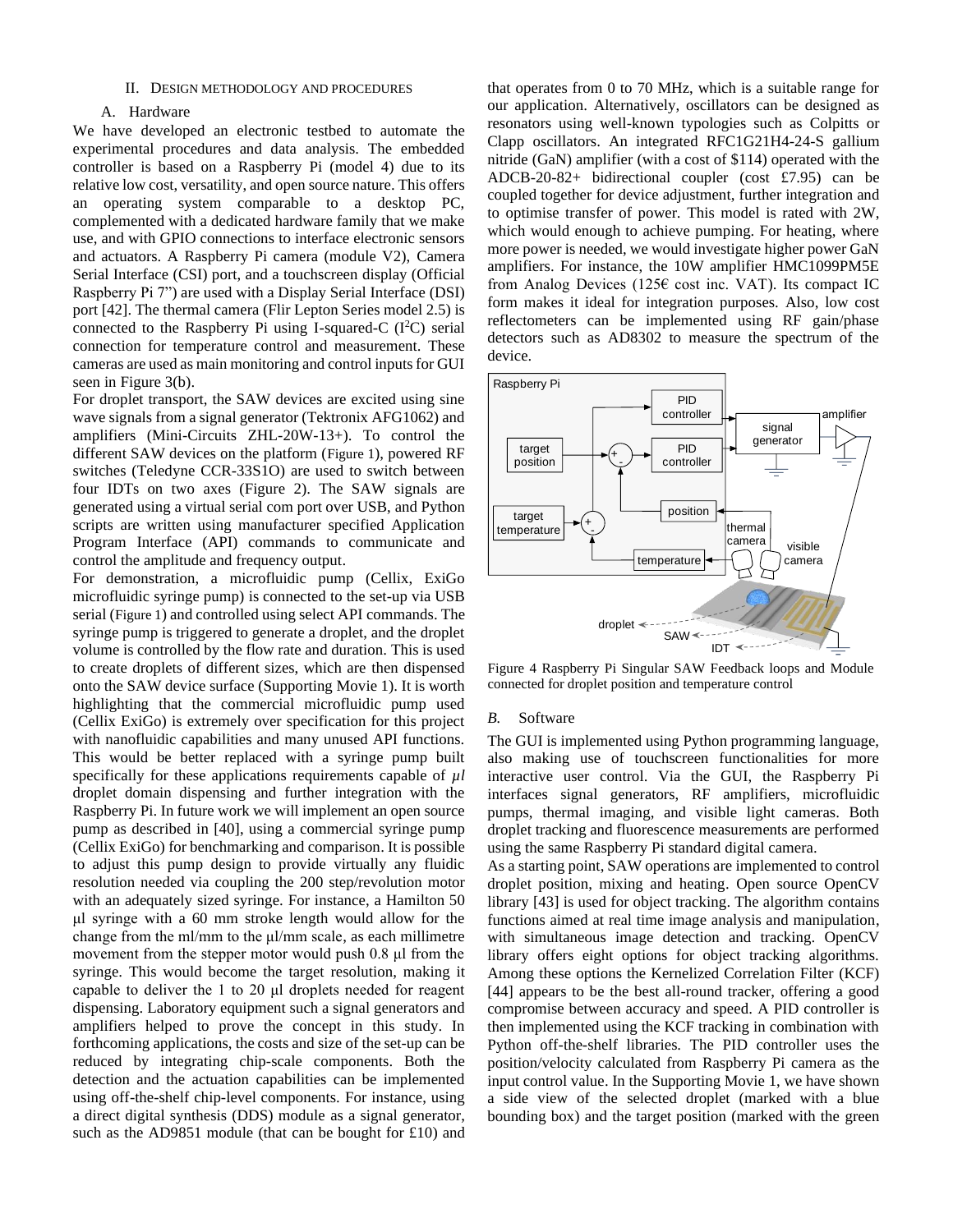## II. Design methodology and procedures

### A. Hardware

We have developed an electronic testbed to automate the experimental procedures and data analysis. The embedded controller is based on a Raspberry Pi (model 4) due to its relative low cost, versatility, and open source nature. This offers an operating system comparable to a desktop PC, complemented with a dedicated hardware family that we make use, and with GPIO connections to interface electronic sensors and actuators. A Raspberry Pi camera (module V2), Camera Serial Interface (CSI) port, and a touchscreen display (Official Raspberry Pi 7") are used with a Display Serial Interface (DSI) port [42]. The thermal camera (Flir Lepton Series model 2.5) is connected to the Raspberry Pi using I-squared-C ($I^2C$) serial connection for temperature control and measurement. These cameras are used as main monitoring and control inputs for GUI seen in Figure 3(b).

For droplet transport, the SAW devices are excited using sine wave signals from a signal generator (Tektronix AFG1062) and amplifiers (Mini-Circuits ZHL-20W-13+). To control the different SAW devices on the platform (Figure 1), powered RF switches (Teledyne CCR-33S1O) are used to switch between four IDTs on two axes (Figure 2). The SAW signals are generated using a virtual serial com port over USB, and Python scripts are written using manufacturer specified Application Program Interface (API) commands to communicate and control the amplitude and frequency output.

For demonstration, a microfluidic pump (Cellix, ExiGo microfluidic syringe pump) is connected to the set-up via USB serial (Figure 1) and controlled using select API commands. The syringe pump is triggered to generate a droplet, and the droplet volume is controlled by the flow rate and duration. This is used to create droplets of different sizes, which are then dispensed onto the SAW device surface (Supporting Movie 1). It is worth highlighting that the commercial microfluidic pump used (Cellix ExiGo) is extremely over specification for this project with nanofluidic capabilities and many unused API functions. This would be better replaced with a syringe pump built specifically for these applications requirements capable of *µl* droplet domain dispensing and further integration with the Raspberry Pi. In future work we will implement an open source pump as described in [40], using a commercial syringe pump (Cellix ExiGo) for benchmarking and comparison. It is possible to adjust this pump design to provide virtually any fluidic resolution needed via coupling the 200 step/revolution motor with an adequately sized syringe. For instance, a Hamilton 50 µl syringe with a 60 mm stroke length would allow for the change from the ml/mm to the µl/mm scale, as each millimetre movement from the stepper motor would push 0.8 µl from the syringe. This would become the target resolution, making it capable to deliver the 1 to 20 µl droplets needed for reagent dispensing. Laboratory equipment such a signal generators and amplifiers helped to prove the concept in this study. In forthcoming applications, the costs and size of the set-up can be reduced by integrating chip-scale components. Both the detection and the actuation capabilities can be implemented using off-the-shelf chip-level components. For instance, using a direct digital synthesis (DDS) module as a signal generator, such as the AD9851 module (that can be bought for £10) and that operates from 0 to 70 MHz, which is a suitable range for our application. Alternatively, oscillators can be designed as resonators using well-known typologies such as Colpitts or Clapp oscillators. An integrated RFC1G21H4-24-S gallium nitride (GaN) amplifier (with a cost of $114) operated with the ADCB-20-82+ bidirectional coupler (cost £7.95) can be coupled together for device adjustment, further integration and to optimise transfer of power. This model is rated with 2W, which would enough to achieve pumping. For heating, where more power is needed, we would investigate higher power GaN amplifiers. For instance, the 10W amplifier HMC1099PM5E from Analog Devices (125€ cost inc. VAT). Its compact IC form makes it ideal for integration purposes. Also, low cost reflectometers can be implemented using RF gain/phase detectors such as AD8302 to measure the spectrum of the device.

Figure 4 Raspberry Pi Singular SAW Feedback loops and Module connected for droplet position and temperature control

### B. Software

The GUI is implemented using Python programming language, also making use of touchscreen functionalities for more interactive user control. Via the GUI, the Raspberry Pi interfaces signal generators, RF amplifiers, microfluidic pumps, thermal imaging, and visible light cameras. Both droplet tracking and fluorescence measurements are performed using the same Raspberry Pi standard digital camera.

As a starting point, SAW operations are implemented to control droplet position, mixing and heating. Open source OpenCV library [43] is used for object tracking. The algorithm contains functions aimed at real time image analysis and manipulation, with simultaneous image detection and tracking. OpenCV library offers eight options for object tracking algorithms. Among these options the Kernelized Correlation Filter (KCF) [44] appears to be the best all-round tracker, offering a good compromise between accuracy and speed. A PID controller is then implemented using the KCF tracking in combination with Python off-the-shelf libraries. The PID controller uses the position/velocity calculated from Raspberry Pi camera as the input control value. In the Supporting Movie 1, we have shown a side view of the selected droplet (marked with a blue bounding box) and the target position (marked with the green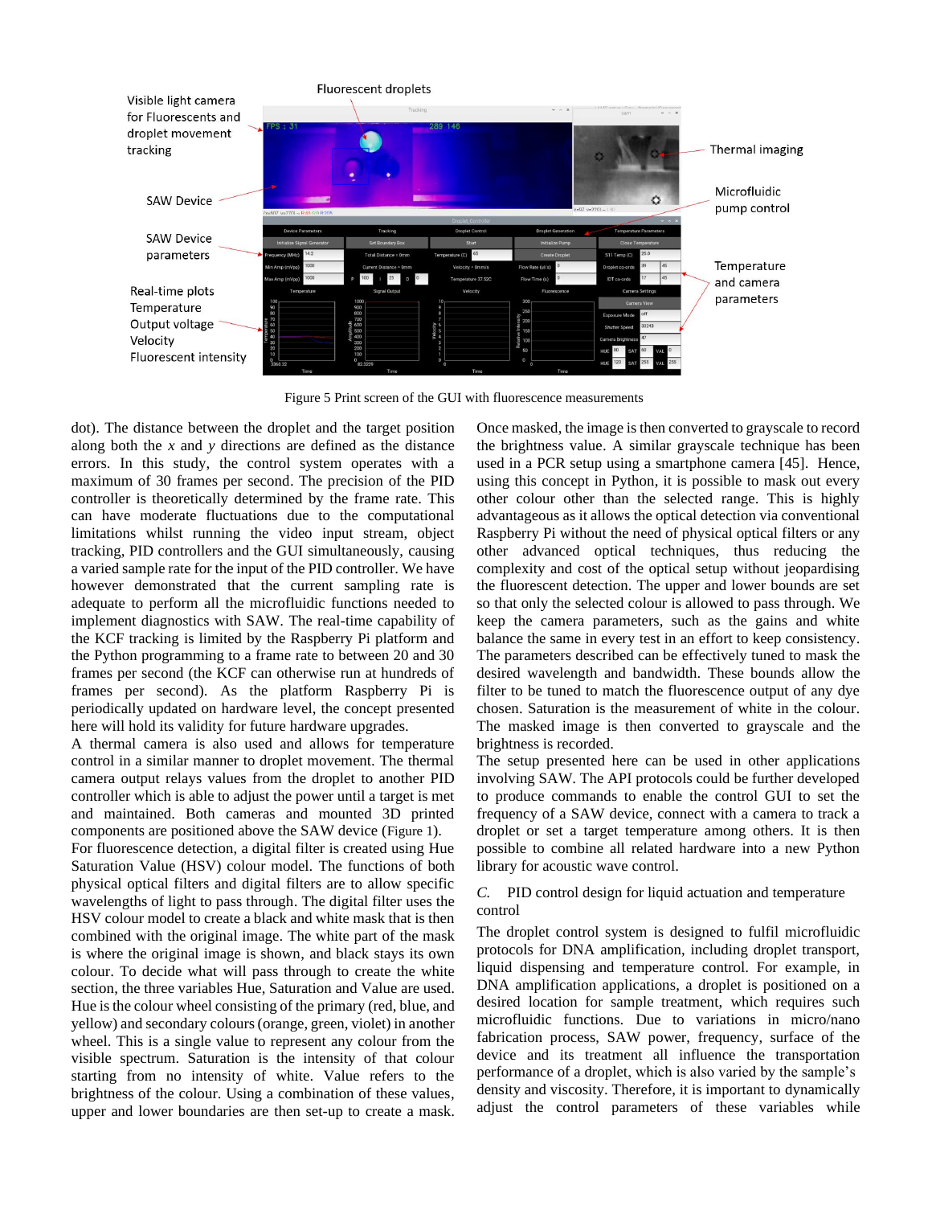Figure 5 Print screen of the GUI with fluorescence measurements

dot). The distance between the droplet and the target position along both the *x* and *y* directions are defined as the distance errors. In this study, the control system operates with a maximum of 30 frames per second. The precision of the PID controller is theoretically determined by the frame rate. This can have moderate fluctuations due to the computational limitations whilst running the video input stream, object tracking, PID controllers and the GUI simultaneously, causing a varied sample rate for the input of the PID controller. We have however demonstrated that the current sampling rate is adequate to perform all the microfluidic functions needed to implement diagnostics with SAW. The real-time capability of the KCF tracking is limited by the Raspberry Pi platform and the Python programming to a frame rate to between 20 and 30 frames per second (the KCF can otherwise run at hundreds of frames per second). As the platform Raspberry Pi is periodically updated on hardware level, the concept presented here will hold its validity for future hardware upgrades.

A thermal camera is also used and allows for temperature control in a similar manner to droplet movement. The thermal camera output relays values from the droplet to another PID controller which is able to adjust the power until a target is met and maintained. Both cameras and mounted 3D printed components are positioned above the SAW device (Figure 1).

For fluorescence detection, a digital filter is created using Hue Saturation Value (HSV) colour model. The functions of both physical optical filters and digital filters are to allow specific wavelengths of light to pass through. The digital filter uses the HSV colour model to create a black and white mask that is then combined with the original image. The white part of the mask is where the original image is shown, and black stays its own colour. To decide what will pass through to create the white section, the three variables Hue, Saturation and Value are used. Hue is the colour wheel consisting of the primary (red, blue, and yellow) and secondary colours (orange, green, violet) in another wheel. This is a single value to represent any colour from the visible spectrum. Saturation is the intensity of that colour starting from no intensity of white. Value refers to the brightness of the colour. Using a combination of these values, upper and lower boundaries are then set-up to create a mask. Once masked, the image is then converted to grayscale to record the brightness value. A similar grayscale technique has been used in a PCR setup using a smartphone camera [45]. Hence, using this concept in Python, it is possible to mask out every other colour other than the selected range. This is highly advantageous as it allows the optical detection via conventional Raspberry Pi without the need of physical optical filters or any other advanced optical techniques, thus reducing the complexity and cost of the optical setup without jeopardising the fluorescent detection. The upper and lower bounds are set so that only the selected colour is allowed to pass through. We keep the camera parameters, such as the gains and white balance the same in every test in an effort to keep consistency. The parameters described can be effectively tuned to mask the desired wavelength and bandwidth. These bounds allow the filter to be tuned to match the fluorescence output of any dye chosen. Saturation is the measurement of white in the colour. The masked image is then converted to grayscale and the brightness is recorded.

The setup presented here can be used in other applications involving SAW. The API protocols could be further developed to produce commands to enable the control GUI to set the frequency of a SAW device, connect with a camera to track a droplet or set a target temperature among others. It is then possible to combine all related hardware into a new Python library for acoustic wave control.

### *C.* PID control design for liquid actuation and temperature control

The droplet control system is designed to fulfil microfluidic protocols for DNA amplification, including droplet transport, liquid dispensing and temperature control. For example, in DNA amplification applications, a droplet is positioned on a desired location for sample treatment, which requires such microfluidic functions. Due to variations in micro/nano fabrication process, SAW power, frequency, surface of the device and its treatment all influence the transportation performance of a droplet, which is also varied by the sample's density and viscosity. Therefore, it is important to dynamically adjust the control parameters of these variables while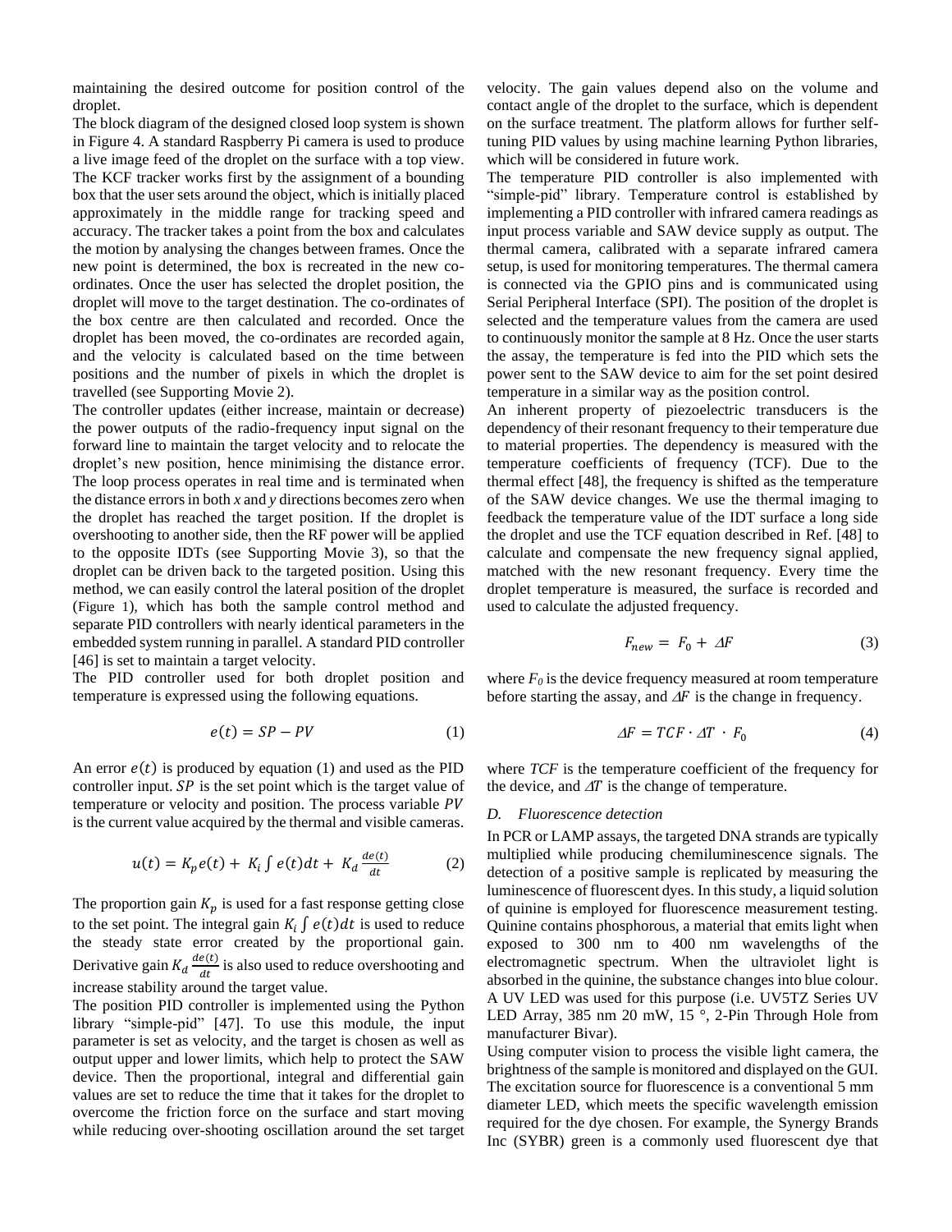maintaining the desired outcome for position control of the droplet.

The block diagram of the designed closed loop system is shown in Figure 4. A standard Raspberry Pi camera is used to produce a live image feed of the droplet on the surface with a top view. The KCF tracker works first by the assignment of a bounding box that the user sets around the object, which is initially placed approximately in the middle range for tracking speed and accuracy. The tracker takes a point from the box and calculates the motion by analysing the changes between frames. Once the new point is determined, the box is recreated in the new co-ordinates. Once the user has selected the droplet position, the droplet will move to the target destination. The co-ordinates of the box centre are then calculated and recorded. Once the droplet has been moved, the co-ordinates are recorded again, and the velocity is calculated based on the time between positions and the number of pixels in which the droplet is travelled (see Supporting Movie 2).

The controller updates (either increase, maintain or decrease) the power outputs of the radio-frequency input signal on the forward line to maintain the target velocity and to relocate the droplet's new position, hence minimising the distance error. The loop process operates in real time and is terminated when the distance errors in both *x* and *y* directions becomes zero when the droplet has reached the target position. If the droplet is overshooting to another side, then the RF power will be applied to the opposite IDTs (see Supporting Movie 3), so that the droplet can be driven back to the targeted position. Using this method, we can easily control the lateral position of the droplet (Figure 1), which has both the sample control method and separate PID controllers with nearly identical parameters in the embedded system running in parallel. A standard PID controller [46] is set to maintain a target velocity.

The PID controller used for both droplet position and temperature is expressed using the following equations.

$$e(t) = SP - PV \tag{1}$$

An error $e(t)$ is produced by equation (1) and used as the PID controller input. $SP$ is the set point which is the target value of temperature or velocity and position. The process variable $PV$ is the current value acquired by the thermal and visible cameras.

$$u(t) = K_p e(t) + K_i \int e(t)dt + K_d \frac{de(t)}{dt} \tag{2}$$

The proportion gain $K_p$ is used for a fast response getting close to the set point. The integral gain $K_i \int e(t)dt$ is used to reduce the steady state error created by the proportional gain. Derivative gain $K_d \frac{de(t)}{dt}$ is also used to reduce overshooting and increase stability around the target value.

The position PID controller is implemented using the Python library "simple-pid" [47]. To use this module, the input parameter is set as velocity, and the target is chosen as well as output upper and lower limits, which help to protect the SAW device. Then the proportional, integral and differential gain values are set to reduce the time that it takes for the droplet to overcome the friction force on the surface and start moving while reducing over-shooting oscillation around the set target velocity. The gain values depend also on the volume and contact angle of the droplet to the surface, which is dependent on the surface treatment. The platform allows for further self-tuning PID values by using machine learning Python libraries, which will be considered in future work.

The temperature PID controller is also implemented with "simple-pid" library. Temperature control is established by implementing a PID controller with infrared camera readings as input process variable and SAW device supply as output. The thermal camera, calibrated with a separate infrared camera setup, is used for monitoring temperatures. The thermal camera is connected via the GPIO pins and is communicated using Serial Peripheral Interface (SPI). The position of the droplet is selected and the temperature values from the camera are used to continuously monitor the sample at 8 Hz. Once the user starts the assay, the temperature is fed into the PID which sets the power sent to the SAW device to aim for the set point desired temperature in a similar way as the position control.

An inherent property of piezoelectric transducers is the dependency of their resonant frequency to their temperature due to material properties. The dependency is measured with the temperature coefficients of frequency (TCF). Due to the thermal effect [48], the frequency is shifted as the temperature of the SAW device changes. We use the thermal imaging to feedback the temperature value of the IDT surface a long side the droplet and use the TCF equation described in Ref. [48] to calculate and compensate the new frequency signal applied, matched with the new resonant frequency. Every time the droplet temperature is measured, the surface is recorded and used to calculate the adjusted frequency.

$$F_{new} = F_0 + \Delta F \tag{3}$$

where $F_0$ is the device frequency measured at room temperature before starting the assay, and $\Delta F$ is the change in frequency.

$$\Delta F = TCF \cdot \Delta T \cdot F_0 \tag{4}$$

where $TCF$ is the temperature coefficient of the frequency for the device, and $\Delta T$ is the change of temperature.

### D. Fluorescence detection

In PCR or LAMP assays, the targeted DNA strands are typically multiplied while producing chemiluminescence signals. The detection of a positive sample is replicated by measuring the luminescence of fluorescent dyes. In this study, a liquid solution of quinine is employed for fluorescence measurement testing. Quinine contains phosphorous, a material that emits light when exposed to 300 nm to 400 nm wavelengths of the electromagnetic spectrum. When the ultraviolet light is absorbed in the quinine, the substance changes into blue colour. A UV LED was used for this purpose (i.e. UV5TZ Series UV LED Array, 385 nm 20 mW, 15 °, 2-Pin Through Hole from manufacturer Bivar).

Using computer vision to process the visible light camera, the brightness of the sample is monitored and displayed on the GUI. The excitation source for fluorescence is a conventional 5 mm diameter LED, which meets the specific wavelength emission required for the dye chosen. For example, the Synergy Brands Inc (SYBR) green is a commonly used fluorescent dye that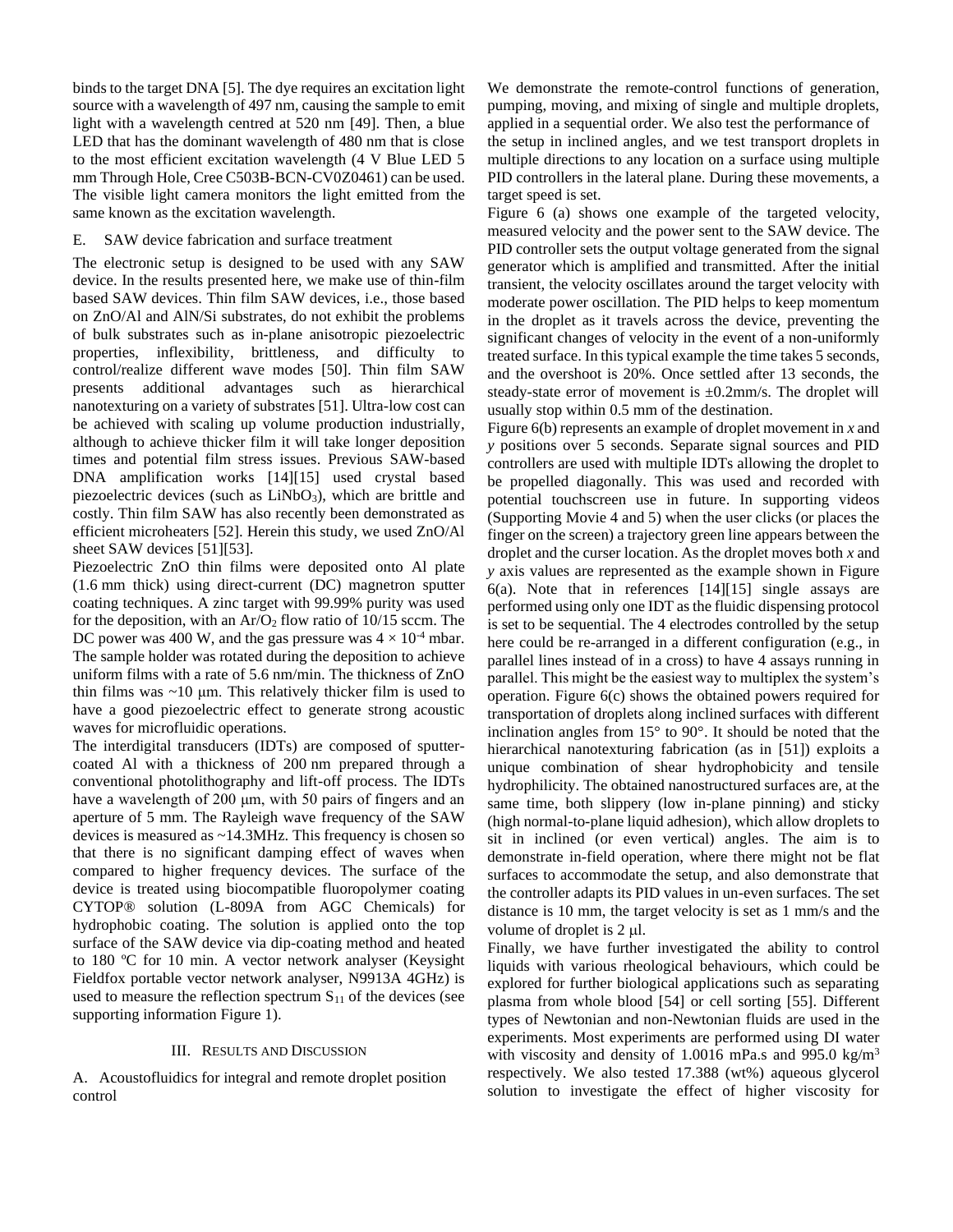binds to the target DNA [5]. The dye requires an excitation light source with a wavelength of 497 nm, causing the sample to emit light with a wavelength centred at 520 nm [49]. Then, a blue LED that has the dominant wavelength of 480 nm that is close to the most efficient excitation wavelength (4 V Blue LED 5 mm Through Hole, Cree C503B-BCN-CV0Z0461) can be used. The visible light camera monitors the light emitted from the same known as the excitation wavelength.

### E. SAW device fabrication and surface treatment

The electronic setup is designed to be used with any SAW device. In the results presented here, we make use of thin-film based SAW devices. Thin film SAW devices, i.e., those based on ZnO/Al and AlN/Si substrates, do not exhibit the problems of bulk substrates such as in-plane anisotropic piezoelectric properties, inflexibility, brittleness, and difficulty to control/realize different wave modes [50]. Thin film SAW presents additional advantages such as hierarchical nanotexturing on a variety of substrates [51]. Ultra-low cost can be achieved with scaling up volume production industrially, although to achieve thicker film it will take longer deposition times and potential film stress issues. Previous SAW-based DNA amplification works [14][15] used crystal based piezoelectric devices (such as $LiNbO_3$), which are brittle and costly. Thin film SAW has also recently been demonstrated as efficient microheaters [52]. Herein this study, we used ZnO/Al sheet SAW devices [51][53].

Piezoelectric ZnO thin films were deposited onto Al plate (1.6 mm thick) using direct-current (DC) magnetron sputter coating techniques. A zinc target with 99.99% purity was used for the deposition, with an $Ar/O_2$ flow ratio of 10/15 sccm. The DC power was 400 W, and the gas pressure was $4 \times 10^{-4}$ mbar. The sample holder was rotated during the deposition to achieve uniform films with a rate of 5.6 nm/min. The thickness of ZnO thin films was ~10 μm. This relatively thicker film is used to have a good piezoelectric effect to generate strong acoustic waves for microfluidic operations.

The interdigital transducers (IDTs) are composed of sputter-coated Al with a thickness of 200 nm prepared through a conventional photolithography and lift-off process. The IDTs have a wavelength of 200 μm, with 50 pairs of fingers and an aperture of 5 mm. The Rayleigh wave frequency of the SAW devices is measured as ~14.3MHz. This frequency is chosen so that there is no significant damping effect of waves when compared to higher frequency devices. The surface of the device is treated using biocompatible fluoropolymer coating CYTOP® solution (L-809A from AGC Chemicals) for hydrophobic coating. The solution is applied onto the top surface of the SAW device via dip-coating method and heated to 180 ºC for 10 min. A vector network analyser (Keysight Fieldfox portable vector network analyser, N9913A 4GHz) is used to measure the reflection spectrum $S_{11}$ of the devices (see supporting information Figure 1).

## III. Results and Discussion

### A. Acoustofluidics for integral and remote droplet position control

We demonstrate the remote-control functions of generation, pumping, moving, and mixing of single and multiple droplets, applied in a sequential order. We also test the performance of the setup in inclined angles, and we test transport droplets in multiple directions to any location on a surface using multiple PID controllers in the lateral plane. During these movements, a target speed is set.

Figure 6 (a) shows one example of the targeted velocity, measured velocity and the power sent to the SAW device. The PID controller sets the output voltage generated from the signal generator which is amplified and transmitted. After the initial transient, the velocity oscillates around the target velocity with moderate power oscillation. The PID helps to keep momentum in the droplet as it travels across the device, preventing the significant changes of velocity in the event of a non-uniformly treated surface. In this typical example the time takes 5 seconds, and the overshoot is 20%. Once settled after 13 seconds, the steady-state error of movement is ±0.2mm/s. The droplet will usually stop within 0.5 mm of the destination.

Figure 6(b) represents an example of droplet movement in *x* and *y* positions over 5 seconds. Separate signal sources and PID controllers are used with multiple IDTs allowing the droplet to be propelled diagonally. This was used and recorded with potential touchscreen use in future. In supporting videos (Supporting Movie 4 and 5) when the user clicks (or places the finger on the screen) a trajectory green line appears between the droplet and the curser location. As the droplet moves both *x* and *y* axis values are represented as the example shown in Figure 6(a). Note that in references [14][15] single assays are performed using only one IDT as the fluidic dispensing protocol is set to be sequential. The 4 electrodes controlled by the setup here could be re-arranged in a different configuration (e.g., in parallel lines instead of in a cross) to have 4 assays running in parallel. This might be the easiest way to multiplex the system's operation. Figure 6(c) shows the obtained powers required for transportation of droplets along inclined surfaces with different inclination angles from 15° to 90°. It should be noted that the hierarchical nanotexturing fabrication (as in [51]) exploits a unique combination of shear hydrophobicity and tensile hydrophilicity. The obtained nanostructured surfaces are, at the same time, both slippery (low in-plane pinning) and sticky (high normal-to-plane liquid adhesion), which allow droplets to sit in inclined (or even vertical) angles. The aim is to demonstrate in-field operation, where there might not be flat surfaces to accommodate the setup, and also demonstrate that the controller adapts its PID values in un-even surfaces. The set distance is 10 mm, the target velocity is set as 1 mm/s and the volume of droplet is 2 μl.

Finally, we have further investigated the ability to control liquids with various rheological behaviours, which could be explored for further biological applications such as separating plasma from whole blood [54] or cell sorting [55]. Different types of Newtonian and non-Newtonian fluids are used in the experiments. Most experiments are performed using DI water with viscosity and density of 1.0016 mPa.s and 995.0 kg/m$^3$ respectively. We also tested 17.388 (wt%) aqueous glycerol solution to investigate the effect of higher viscosity for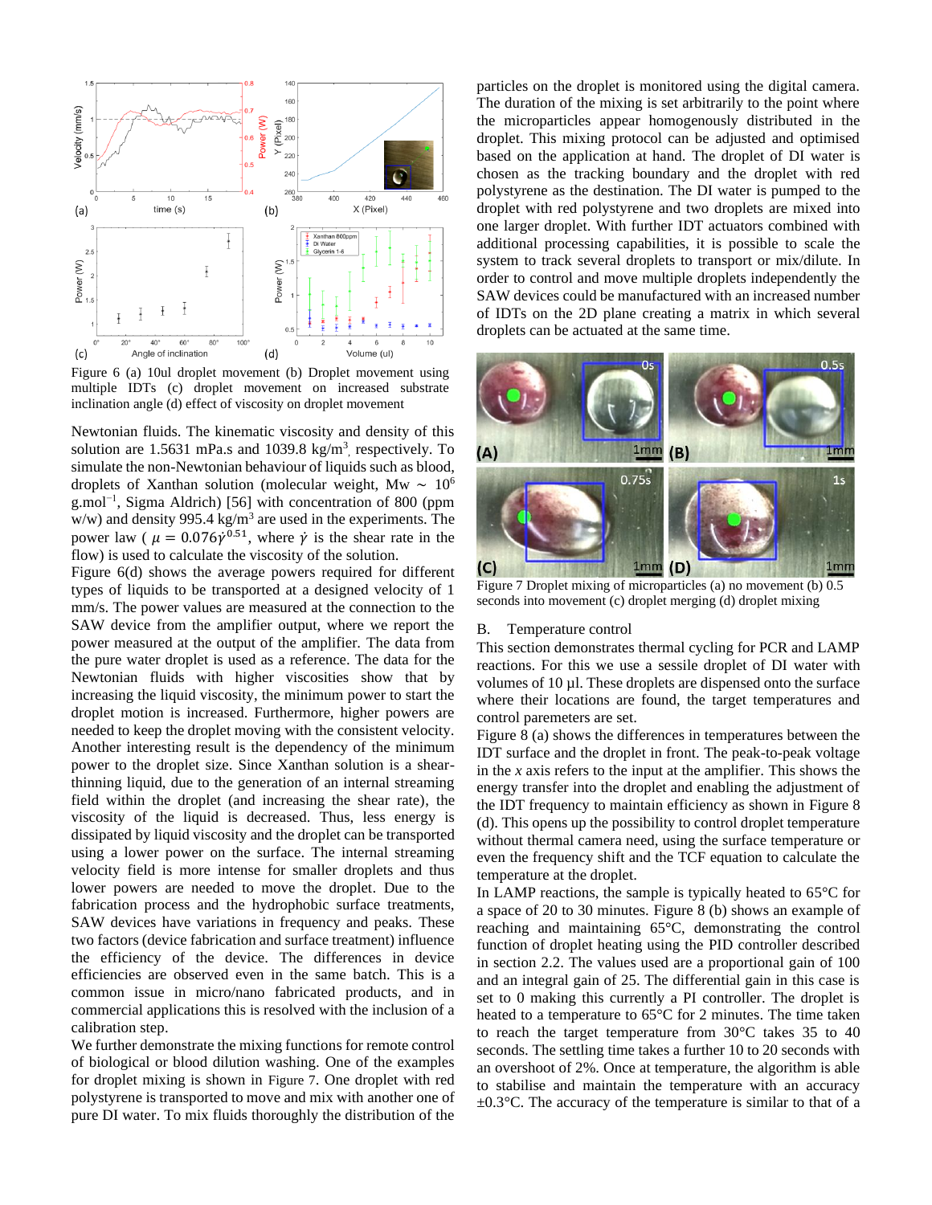Figure 6 (a) 10ul droplet movement (b) Droplet movement using multiple IDTs (c) droplet movement on increased substrate inclination angle (d) effect of viscosity on droplet movement

Newtonian fluids. The kinematic viscosity and density of this solution are 1.5631 mPa.s and 1039.8 kg/m$^3$, respectively. To simulate the non-Newtonian behaviour of liquids such as blood, droplets of Xanthan solution (molecular weight, Mw ~ $10^6$ g.mol$^{-1}$, Sigma Aldrich) [56] with concentration of 800 (ppm w/w) and density 995.4 kg/m$^3$ are used in the experiments. The power law ( $\mu = 0.076\dot{\gamma}^{0.51}$, where $\dot{\gamma}$ is the shear rate in the flow) is used to calculate the viscosity of the solution.

Figure 6(d) shows the average powers required for different types of liquids to be transported at a designed velocity of 1 mm/s. The power values are measured at the connection to the SAW device from the amplifier output, where we report the power measured at the output of the amplifier. The data from the pure water droplet is used as a reference. The data for the Newtonian fluids with higher viscosities show that by increasing the liquid viscosity, the minimum power to start the droplet motion is increased. Furthermore, higher powers are needed to keep the droplet moving with the consistent velocity. Another interesting result is the dependency of the minimum power to the droplet size. Since Xanthan solution is a shear-thinning liquid, due to the generation of an internal streaming field within the droplet (and increasing the shear rate), the viscosity of the liquid is decreased. Thus, less energy is dissipated by liquid viscosity and the droplet can be transported using a lower power on the surface. The internal streaming velocity field is more intense for smaller droplets and thus lower powers are needed to move the droplet. Due to the fabrication process and the hydrophobic surface treatments, SAW devices have variations in frequency and peaks. These two factors (device fabrication and surface treatment) influence the efficiency of the device. The differences in device efficiencies are observed even in the same batch. This is a common issue in micro/nano fabricated products, and in commercial applications this is resolved with the inclusion of a calibration step.

We further demonstrate the mixing functions for remote control of biological or blood dilution washing. One of the examples for droplet mixing is shown in Figure 7. One droplet with red polystyrene is transported to move and mix with another one of pure DI water. To mix fluids thoroughly the distribution of the particles on the droplet is monitored using the digital camera. The duration of the mixing is set arbitrarily to the point where the microparticles appear homogenously distributed in the droplet. This mixing protocol can be adjusted and optimised based on the application at hand. The droplet of DI water is chosen as the tracking boundary and the droplet with red polystyrene as the destination. The DI water is pumped to the droplet with red polystyrene and two droplets are mixed into one larger droplet. With further IDT actuators combined with additional processing capabilities, it is possible to scale the system to track several droplets to transport or mix/dilute. In order to control and move multiple droplets independently the SAW devices could be manufactured with an increased number of IDTs on the 2D plane creating a matrix in which several droplets can be actuated at the same time.

Figure 7 Droplet mixing of microparticles (a) no movement (b) 0.5 seconds into movement (c) droplet merging (d) droplet mixing

B. Temperature control

This section demonstrates thermal cycling for PCR and LAMP reactions. For this we use a sessile droplet of DI water with volumes of 10 µl. These droplets are dispensed onto the surface where their locations are found, the target temperatures and control paremeters are set.

Figure 8 (a) shows the differences in temperatures between the IDT surface and the droplet in front. The peak-to-peak voltage in the *x* axis refers to the input at the amplifier. This shows the energy transfer into the droplet and enabling the adjustment of the IDT frequency to maintain efficiency as shown in Figure 8 (d). This opens up the possibility to control droplet temperature without thermal camera need, using the surface temperature or even the frequency shift and the TCF equation to calculate the temperature at the droplet.

In LAMP reactions, the sample is typically heated to 65°C for a space of 20 to 30 minutes. Figure 8 (b) shows an example of reaching and maintaining 65°C, demonstrating the control function of droplet heating using the PID controller described in section 2.2. The values used are a proportional gain of 100 and an integral gain of 25. The differential gain in this case is set to 0 making this currently a PI controller. The droplet is heated to a temperature to 65°C for 2 minutes. The time taken to reach the target temperature from 30°C takes 35 to 40 seconds. The settling time takes a further 10 to 20 seconds with an overshoot of 2%. Once at temperature, the algorithm is able to stabilise and maintain the temperature with an accuracy ±0.3°C. The accuracy of the temperature is similar to that of a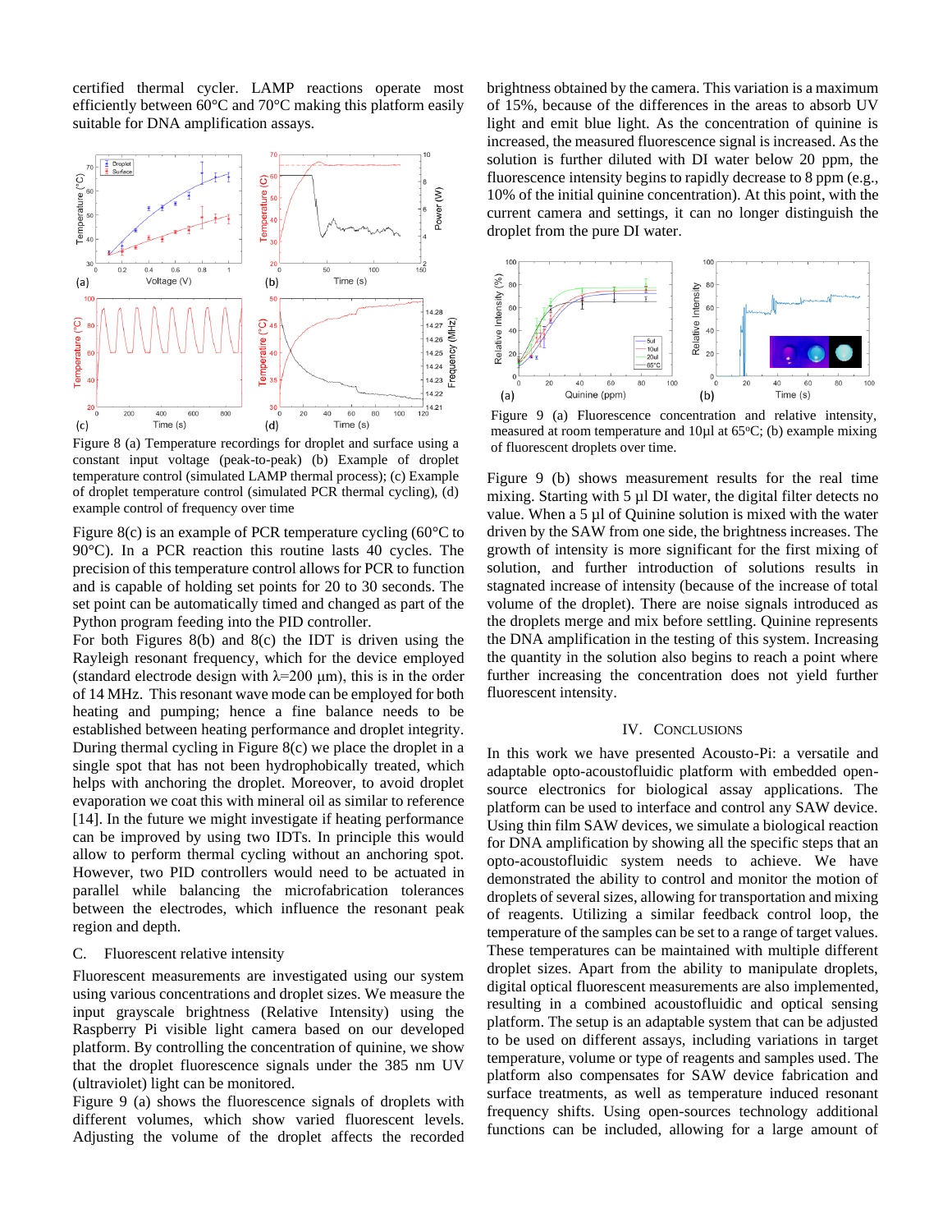certified thermal cycler. LAMP reactions operate most efficiently between 60°C and 70°C making this platform easily suitable for DNA amplification assays.

Figure 8 (a) Temperature recordings for droplet and surface using a constant input voltage (peak-to-peak) (b) Example of droplet temperature control (simulated LAMP thermal process); (c) Example of droplet temperature control (simulated PCR thermal cycling), (d) example control of frequency over time

Figure 8(c) is an example of PCR temperature cycling (60°C to 90°C). In a PCR reaction this routine lasts 40 cycles. The precision of this temperature control allows for PCR to function and is capable of holding set points for 20 to 30 seconds. The set point can be automatically timed and changed as part of the Python program feeding into the PID controller.

For both Figures 8(b) and 8(c) the IDT is driven using the Rayleigh resonant frequency, which for the device employed (standard electrode design with λ=200 μm), this is in the order of 14 MHz. This resonant wave mode can be employed for both heating and pumping; hence a fine balance needs to be established between heating performance and droplet integrity. During thermal cycling in Figure 8(c) we place the droplet in a single spot that has not been hydrophobically treated, which helps with anchoring the droplet. Moreover, to avoid droplet evaporation we coat this with mineral oil as similar to reference [14]. In the future we might investigate if heating performance can be improved by using two IDTs. In principle this would allow to perform thermal cycling without an anchoring spot. However, two PID controllers would need to be actuated in parallel while balancing the microfabrication tolerances between the electrodes, which influence the resonant peak region and depth.

### C. Fluorescent relative intensity

Fluorescent measurements are investigated using our system using various concentrations and droplet sizes. We measure the input grayscale brightness (Relative Intensity) using the Raspberry Pi visible light camera based on our developed platform. By controlling the concentration of quinine, we show that the droplet fluorescence signals under the 385 nm UV (ultraviolet) light can be monitored.

Figure 9 (a) shows the fluorescence signals of droplets with different volumes, which show varied fluorescent levels. Adjusting the volume of the droplet affects the recorded brightness obtained by the camera. This variation is a maximum of 15%, because of the differences in the areas to absorb UV light and emit blue light. As the concentration of quinine is increased, the measured fluorescence signal is increased. As the solution is further diluted with DI water below 20 ppm, the fluorescence intensity begins to rapidly decrease to 8 ppm (e.g., 10% of the initial quinine concentration). At this point, with the current camera and settings, it can no longer distinguish the droplet from the pure DI water.

Figure 9 (a) Fluorescence concentration and relative intensity, measured at room temperature and 10μl at 65°C; (b) example mixing of fluorescent droplets over time.

Figure 9 (b) shows measurement results for the real time mixing. Starting with 5 μl DI water, the digital filter detects no value. When a 5 μl of Quinine solution is mixed with the water driven by the SAW from one side, the brightness increases. The growth of intensity is more significant for the first mixing of solution, and further introduction of solutions results in stagnated increase of intensity (because of the increase of total volume of the droplet). There are noise signals introduced as the droplets merge and mix before settling. Quinine represents the DNA amplification in the testing of this system. Increasing the quantity in the solution also begins to reach a point where further increasing the concentration does not yield further fluorescent intensity.

## IV. Conclusions

In this work we have presented Acousto-Pi: a versatile and adaptable opto-acoustofluidic platform with embedded open-source electronics for biological assay applications. The platform can be used to interface and control any SAW device. Using thin film SAW devices, we simulate a biological reaction for DNA amplification by showing all the specific steps that an opto-acoustofluidic system needs to achieve. We have demonstrated the ability to control and monitor the motion of droplets of several sizes, allowing for transportation and mixing of reagents. Utilizing a similar feedback control loop, the temperature of the samples can be set to a range of target values. These temperatures can be maintained with multiple different droplet sizes. Apart from the ability to manipulate droplets, digital optical fluorescent measurements are also implemented, resulting in a combined acoustofluidic and optical sensing platform. The setup is an adaptable system that can be adjusted to be used on different assays, including variations in target temperature, volume or type of reagents and samples used. The platform also compensates for SAW device fabrication and surface treatments, as well as temperature induced resonant frequency shifts. Using open-sources technology additional functions can be included, allowing for a large amount of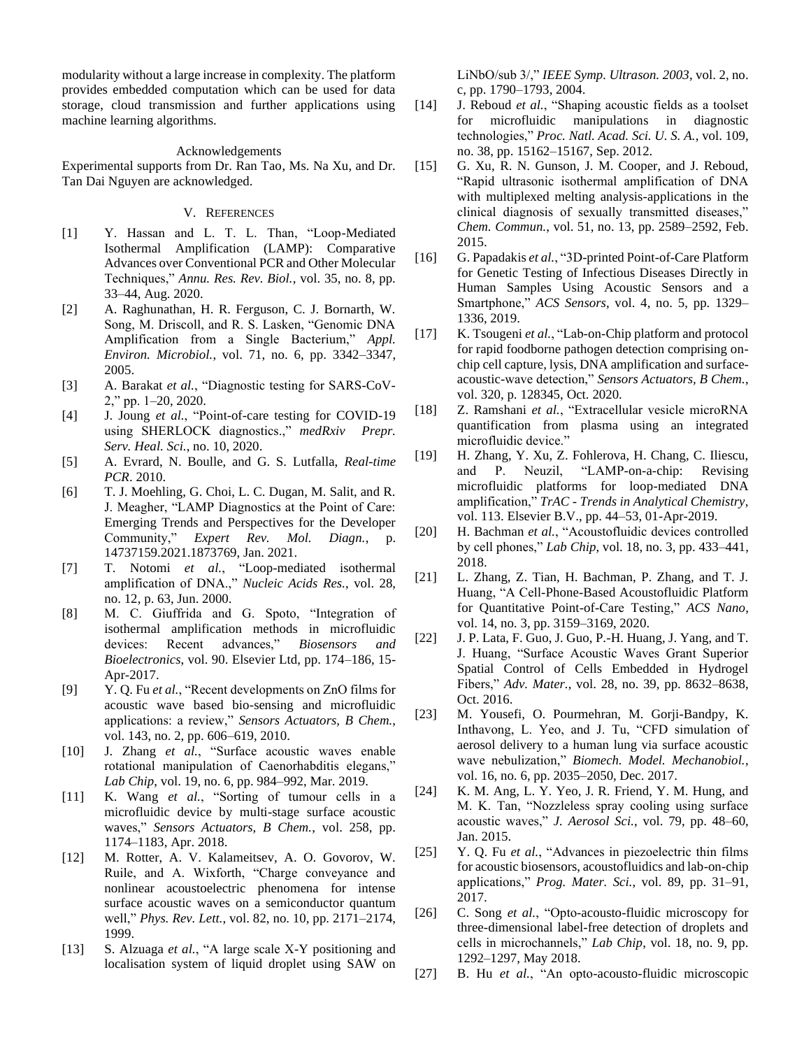modularity without a large increase in complexity. The platform provides embedded computation which can be used for data storage, cloud transmission and further applications using machine learning algorithms.

## Acknowledgements

Experimental supports from Dr. Ran Tao, Ms. Na Xu, and Dr. Tan Dai Nguyen are acknowledged.

## V. References

[1] Y. Hassan and L. T. L. Than, "Loop-Mediated Isothermal Amplification (LAMP): Comparative Advances over Conventional PCR and Other Molecular Techniques," *Annu. Res. Rev. Biol.*, vol. 35, no. 8, pp. 33–44, Aug. 2020.

[2] A. Raghunathan, H. R. Ferguson, C. J. Bornarth, W. Song, M. Driscoll, and R. S. Lasken, "Genomic DNA Amplification from a Single Bacterium," *Appl. Environ. Microbiol.*, vol. 71, no. 6, pp. 3342–3347, 2005.

[3] A. Barakat *et al.*, "Diagnostic testing for SARS-CoV-2," pp. 1–20, 2020.

[4] J. Joung *et al.*, "Point-of-care testing for COVID-19 using SHERLOCK diagnostics.," *medRxiv Prepr. Serv. Heal. Sci.*, no. 10, 2020.

[5] A. Evrard, N. Boulle, and G. S. Lutfalla, *Real-time PCR*. 2010.

[6] T. J. Moehling, G. Choi, L. C. Dugan, M. Salit, and R. J. Meagher, "LAMP Diagnostics at the Point of Care: Emerging Trends and Perspectives for the Developer Community," *Expert Rev. Mol. Diagn.*, p. 14737159.2021.1873769, Jan. 2021.

[7] T. Notomi *et al.*, "Loop-mediated isothermal amplification of DNA.," *Nucleic Acids Res.*, vol. 28, no. 12, p. 63, Jun. 2000.

[8] M. C. Giuffrida and G. Spoto, "Integration of isothermal amplification methods in microfluidic devices: Recent advances," *Biosensors and Bioelectronics*, vol. 90. Elsevier Ltd, pp. 174–186, 15-Apr-2017.

[9] Y. Q. Fu *et al.*, "Recent developments on ZnO films for acoustic wave based bio-sensing and microfluidic applications: a review," *Sensors Actuators, B Chem.*, vol. 143, no. 2, pp. 606–619, 2010.

[10] J. Zhang *et al.*, "Surface acoustic waves enable rotational manipulation of Caenorhabditis elegans," *Lab Chip*, vol. 19, no. 6, pp. 984–992, Mar. 2019.

[11] K. Wang *et al.*, "Sorting of tumour cells in a microfluidic device by multi-stage surface acoustic waves," *Sensors Actuators, B Chem.*, vol. 258, pp. 1174–1183, Apr. 2018.

[12] M. Rotter, A. V. Kalameitsev, A. O. Govorov, W. Ruile, and A. Wixforth, "Charge conveyance and nonlinear acoustoelectric phenomena for intense surface acoustic waves on a semiconductor quantum well," *Phys. Rev. Lett.*, vol. 82, no. 10, pp. 2171–2174, 1999.

[13] S. Alzuaga *et al.*, "A large scale X-Y positioning and localisation system of liquid droplet using SAW on LiNbO/sub 3/," *IEEE Symp. Ultrason. 2003*, vol. 2, no. c, pp. 1790–1793, 2004.

[14] J. Reboud *et al.*, "Shaping acoustic fields as a toolset for microfluidic manipulations in diagnostic technologies," *Proc. Natl. Acad. Sci. U. S. A.*, vol. 109, no. 38, pp. 15162–15167, Sep. 2012.

[15] G. Xu, R. N. Gunson, J. M. Cooper, and J. Reboud, "Rapid ultrasonic isothermal amplification of DNA with multiplexed melting analysis-applications in the clinical diagnosis of sexually transmitted diseases," *Chem. Commun.*, vol. 51, no. 13, pp. 2589–2592, Feb. 2015.

[16] G. Papadakis *et al.*, "3D-printed Point-of-Care Platform for Genetic Testing of Infectious Diseases Directly in Human Samples Using Acoustic Sensors and a Smartphone," *ACS Sensors*, vol. 4, no. 5, pp. 1329–1336, 2019.

[17] K. Tsougeni *et al.*, "Lab-on-Chip platform and protocol for rapid foodborne pathogen detection comprising on-chip cell capture, lysis, DNA amplification and surface-acoustic-wave detection," *Sensors Actuators, B Chem.*, vol. 320, p. 128345, Oct. 2020.

[18] Z. Ramshani *et al.*, "Extracellular vesicle microRNA quantification from plasma using an integrated microfluidic device."

[19] H. Zhang, Y. Xu, Z. Fohlerova, H. Chang, C. Iliescu, and P. Neuzil, "LAMP-on-a-chip: Revising microfluidic platforms for loop-mediated DNA amplification," *TrAC - Trends in Analytical Chemistry*, vol. 113. Elsevier B.V., pp. 44–53, 01-Apr-2019.

[20] H. Bachman *et al.*, "Acoustofluidic devices controlled by cell phones," *Lab Chip*, vol. 18, no. 3, pp. 433–441, 2018.

[21] L. Zhang, Z. Tian, H. Bachman, P. Zhang, and T. J. Huang, "A Cell-Phone-Based Acoustofluidic Platform for Quantitative Point-of-Care Testing," *ACS Nano*, vol. 14, no. 3, pp. 3159–3169, 2020.

[22] J. P. Lata, F. Guo, J. Guo, P.-H. Huang, J. Yang, and T. J. Huang, "Surface Acoustic Waves Grant Superior Spatial Control of Cells Embedded in Hydrogel Fibers," *Adv. Mater.*, vol. 28, no. 39, pp. 8632–8638, Oct. 2016.

[23] M. Yousefi, O. Pourmehran, M. Gorji-Bandpy, K. Inthavong, L. Yeo, and J. Tu, "CFD simulation of aerosol delivery to a human lung via surface acoustic wave nebulization," *Biomech. Model. Mechanobiol.*, vol. 16, no. 6, pp. 2035–2050, Dec. 2017.

[24] K. M. Ang, L. Y. Yeo, J. R. Friend, Y. M. Hung, and M. K. Tan, "Nozzleless spray cooling using surface acoustic waves," *J. Aerosol Sci.*, vol. 79, pp. 48–60, Jan. 2015.

[25] Y. Q. Fu *et al.*, "Advances in piezoelectric thin films for acoustic biosensors, acoustofluidics and lab-on-chip applications," *Prog. Mater. Sci.*, vol. 89, pp. 31–91, 2017.

[26] C. Song *et al.*, "Opto-acousto-fluidic microscopy for three-dimensional label-free detection of droplets and cells in microchannels," *Lab Chip*, vol. 18, no. 9, pp. 1292–1297, May 2018.

[27] B. Hu *et al.*, "An opto-acousto-fluidic microscopic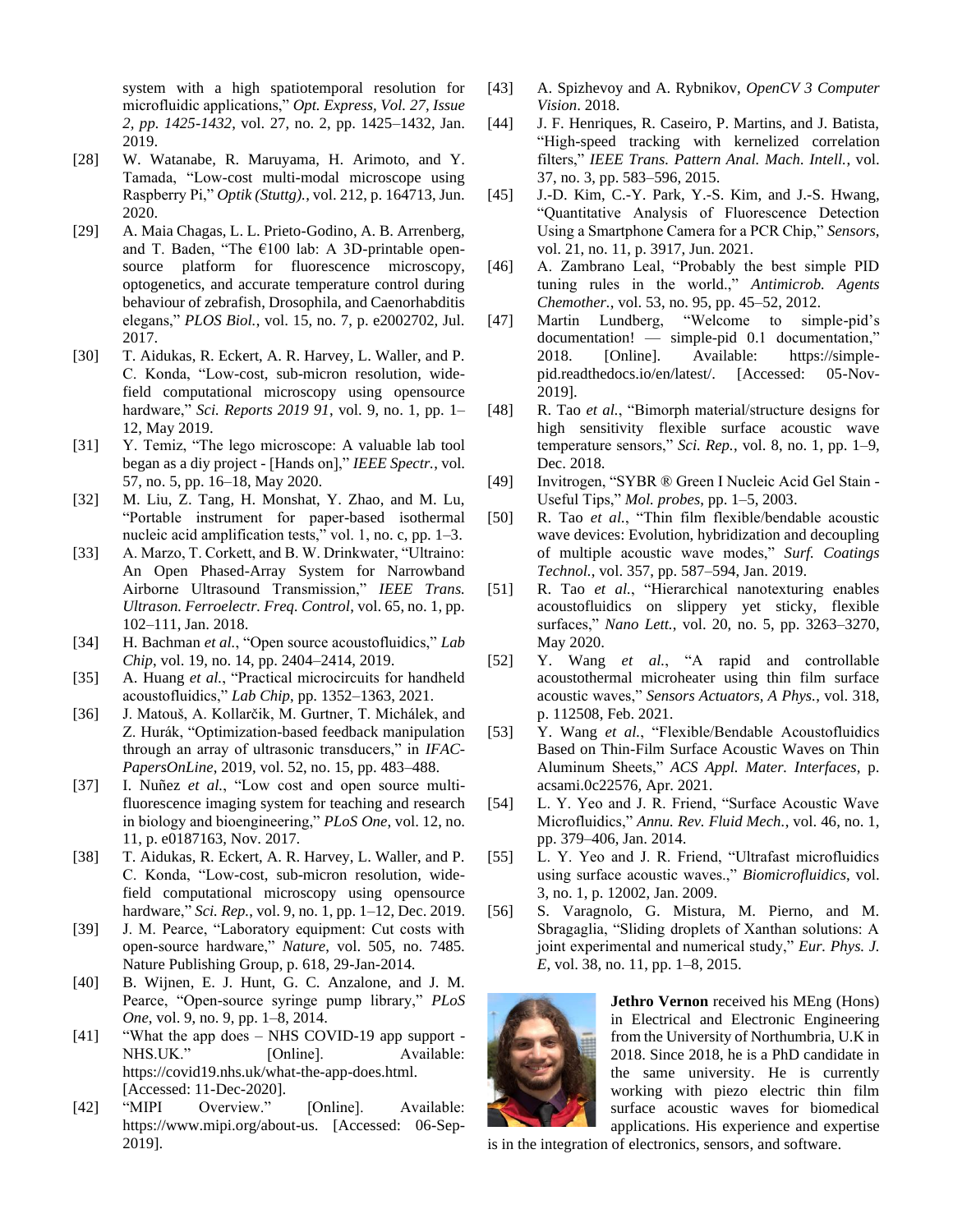system with a high spatiotemporal resolution for microfluidic applications," *Opt. Express, Vol. 27, Issue 2, pp. 1425-1432*, vol. 27, no. 2, pp. 1425–1432, Jan. 2019.

[28] W. Watanabe, R. Maruyama, H. Arimoto, and Y. Tamada, "Low-cost multi-modal microscope using Raspberry Pi," *Optik (Stuttg).*, vol. 212, p. 164713, Jun. 2020.

[29] A. Maia Chagas, L. L. Prieto-Godino, A. B. Arrenberg, and T. Baden, "The €100 lab: A 3D-printable open-source platform for fluorescence microscopy, optogenetics, and accurate temperature control during behaviour of zebrafish, Drosophila, and Caenorhabditis elegans," *PLOS Biol.*, vol. 15, no. 7, p. e2002702, Jul. 2017.

[30] T. Aidukas, R. Eckert, A. R. Harvey, L. Waller, and P. C. Konda, "Low-cost, sub-micron resolution, wide-field computational microscopy using opensource hardware," *Sci. Reports 2019 91*, vol. 9, no. 1, pp. 1–12, May 2019.

[31] Y. Temiz, "The lego microscope: A valuable lab tool began as a diy project - [Hands on]," *IEEE Spectr.*, vol. 57, no. 5, pp. 16–18, May 2020.

[32] M. Liu, Z. Tang, H. Monshat, Y. Zhao, and M. Lu, "Portable instrument for paper-based isothermal nucleic acid amplification tests," vol. 1, no. c, pp. 1–3.

[33] A. Marzo, T. Corkett, and B. W. Drinkwater, "Ultraino: An Open Phased-Array System for Narrowband Airborne Ultrasound Transmission," *IEEE Trans. Ultrason. Ferroelectr. Freq. Control*, vol. 65, no. 1, pp. 102–111, Jan. 2018.

[34] H. Bachman *et al.*, "Open source acoustofluidics," *Lab Chip*, vol. 19, no. 14, pp. 2404–2414, 2019.

[35] A. Huang *et al.*, "Practical microcircuits for handheld acoustofluidics," *Lab Chip*, pp. 1352–1363, 2021.

[36] J. Matouš, A. Kollarčik, M. Gurtner, T. Michálek, and Z. Hurák, "Optimization-based feedback manipulation through an array of ultrasonic transducers," in *IFAC-PapersOnLine*, 2019, vol. 52, no. 15, pp. 483–488.

[37] I. Nuñez *et al.*, "Low cost and open source multi-fluorescence imaging system for teaching and research in biology and bioengineering," *PLoS One*, vol. 12, no. 11, p. e0187163, Nov. 2017.

[38] T. Aidukas, R. Eckert, A. R. Harvey, L. Waller, and P. C. Konda, "Low-cost, sub-micron resolution, wide-field computational microscopy using opensource hardware," *Sci. Rep.*, vol. 9, no. 1, pp. 1–12, Dec. 2019.

[39] J. M. Pearce, "Laboratory equipment: Cut costs with open-source hardware," *Nature*, vol. 505, no. 7485. Nature Publishing Group, p. 618, 29-Jan-2014.

[40] B. Wijnen, E. J. Hunt, G. C. Anzalone, and J. M. Pearce, "Open-source syringe pump library," *PLoS One*, vol. 9, no. 9, pp. 1–8, 2014.

[41] "What the app does – NHS COVID-19 app support - NHS.UK." [Online]. Available: https://covid19.nhs.uk/what-the-app-does.html. [Accessed: 11-Dec-2020].

[42] "MIPI Overview." [Online]. Available: https://www.mipi.org/about-us. [Accessed: 06-Sep-2019].

[43] A. Spizhevoy and A. Rybnikov, *OpenCV 3 Computer Vision*. 2018.

[44] J. F. Henriques, R. Caseiro, P. Martins, and J. Batista, "High-speed tracking with kernelized correlation filters," *IEEE Trans. Pattern Anal. Mach. Intell.*, vol. 37, no. 3, pp. 583–596, 2015.

[45] J.-D. Kim, C.-Y. Park, Y.-S. Kim, and J.-S. Hwang, "Quantitative Analysis of Fluorescence Detection Using a Smartphone Camera for a PCR Chip," *Sensors*, vol. 21, no. 11, p. 3917, Jun. 2021.

[46] A. Zambrano Leal, "Probably the best simple PID tuning rules in the world.," *Antimicrob. Agents Chemother.*, vol. 53, no. 95, pp. 45–52, 2012.

[47] Martin Lundberg, "Welcome to simple-pid's documentation! — simple-pid 0.1 documentation," 2018. [Online]. Available: https://simple-pid.readthedocs.io/en/latest/. [Accessed: 05-Nov-2019].

[48] R. Tao *et al.*, "Bimorph material/structure designs for high sensitivity flexible surface acoustic wave temperature sensors," *Sci. Rep.*, vol. 8, no. 1, pp. 1–9, Dec. 2018.

[49] Invitrogen, "SYBR ® Green I Nucleic Acid Gel Stain - Useful Tips," *Mol. probes*, pp. 1–5, 2003.

[50] R. Tao *et al.*, "Thin film flexible/bendable acoustic wave devices: Evolution, hybridization and decoupling of multiple acoustic wave modes," *Surf. Coatings Technol.*, vol. 357, pp. 587–594, Jan. 2019.

[51] R. Tao *et al.*, "Hierarchical nanotexturing enables acoustofluidics on slippery yet sticky, flexible surfaces," *Nano Lett.*, vol. 20, no. 5, pp. 3263–3270, May 2020.

[52] Y. Wang *et al.*, "A rapid and controllable acoustothermal microheater using thin film surface acoustic waves," *Sensors Actuators, A Phys.*, vol. 318, p. 112508, Feb. 2021.

[53] Y. Wang *et al.*, "Flexible/Bendable Acoustofluidics Based on Thin-Film Surface Acoustic Waves on Thin Aluminum Sheets," *ACS Appl. Mater. Interfaces*, p. acsami.0c22576, Apr. 2021.

[54] L. Y. Yeo and J. R. Friend, "Surface Acoustic Wave Microfluidics," *Annu. Rev. Fluid Mech.*, vol. 46, no. 1, pp. 379–406, Jan. 2014.

[55] L. Y. Yeo and J. R. Friend, "Ultrafast microfluidics using surface acoustic waves.," *Biomicrofluidics*, vol. 3, no. 1, p. 12002, Jan. 2009.

[56] S. Varagnolo, G. Mistura, M. Pierno, and M. Sbragaglia, "Sliding droplets of Xanthan solutions: A joint experimental and numerical study," *Eur. Phys. J. E*, vol. 38, no. 11, pp. 1–8, 2015.

**Jethro Vernon** received his MEng (Hons) in Electrical and Electronic Engineering from the University of Northumbria, U.K in 2018. Since 2018, he is a PhD candidate in the same university. He is currently working with piezo electric thin film surface acoustic waves for biomedical applications. His experience and expertise is in the integration of electronics, sensors, and software.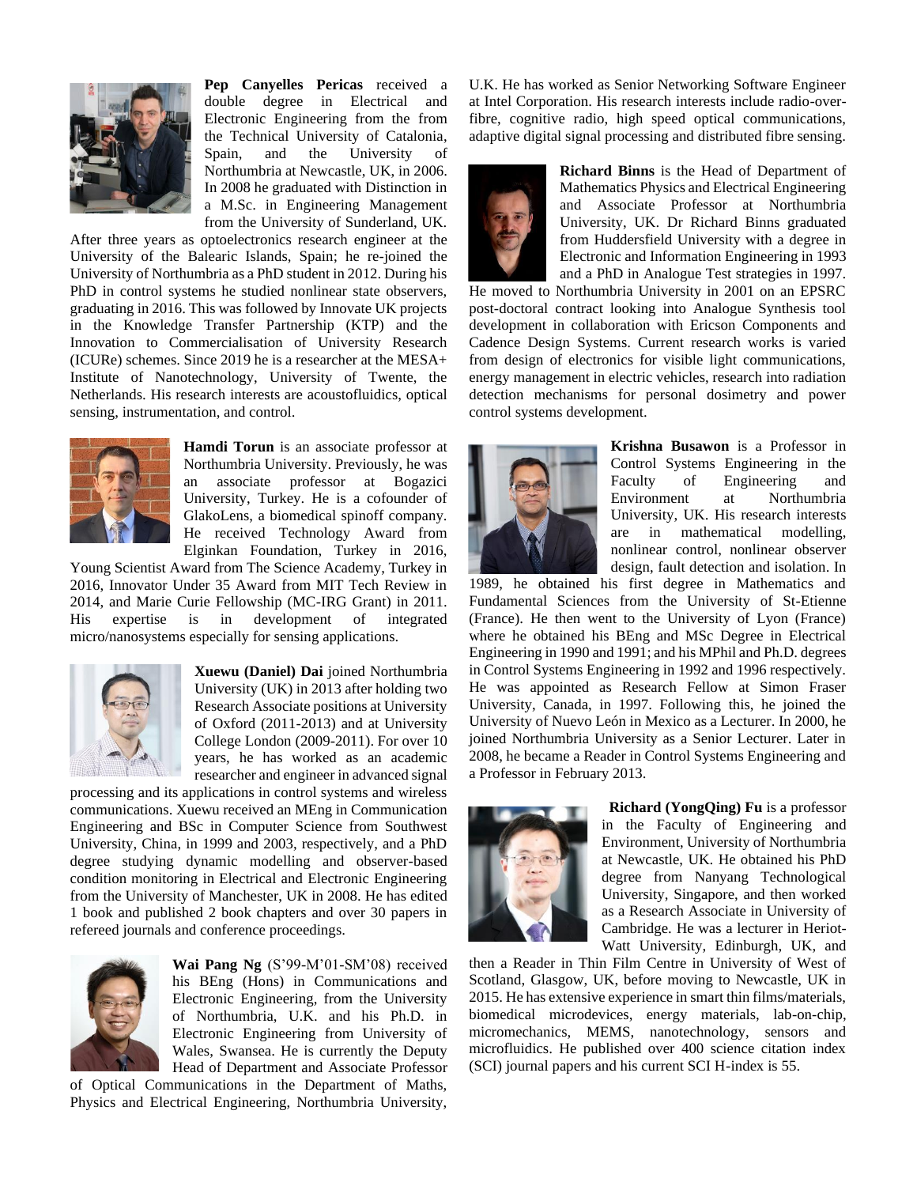**Pep Canyelles Pericas** received a double degree in Electrical and Electronic Engineering from the from the Technical University of Catalonia, Spain, and the University of Northumbria at Newcastle, UK, in 2006. In 2008 he graduated with Distinction in a M.Sc. in Engineering Management from the University of Sunderland, UK. After three years as optoelectronics research engineer at the University of the Balearic Islands, Spain; he re-joined the University of Northumbria as a PhD student in 2012. During his PhD in control systems he studied nonlinear state observers, graduating in 2016. This was followed by Innovate UK projects in the Knowledge Transfer Partnership (KTP) and the Innovation to Commercialisation of University Research (ICURe) schemes. Since 2019 he is a researcher at the MESA+ Institute of Nanotechnology, University of Twente, the Netherlands. His research interests are acoustofluidics, optical sensing, instrumentation, and control.

**Hamdi Torun** is an associate professor at Northumbria University. Previously, he was an associate professor at Bogazici University, Turkey. He is a cofounder of GlakoLens, a biomedical spinoff company. He received Technology Award from Elginkan Foundation, Turkey in 2016, Young Scientist Award from The Science Academy, Turkey in 2016, Innovator Under 35 Award from MIT Tech Review in 2014, and Marie Curie Fellowship (MC-IRG Grant) in 2011. His expertise is in development of integrated micro/nanosystems especially for sensing applications.

**Xuewu (Daniel) Dai** joined Northumbria University (UK) in 2013 after holding two Research Associate positions at University of Oxford (2011-2013) and at University College London (2009-2011). For over 10 years, he has worked as an academic researcher and engineer in advanced signal processing and its applications in control systems and wireless communications. Xuewu received an MEng in Communication Engineering and BSc in Computer Science from Southwest University, China, in 1999 and 2003, respectively, and a PhD degree studying dynamic modelling and observer-based condition monitoring in Electrical and Electronic Engineering from the University of Manchester, UK in 2008. He has edited 1 book and published 2 book chapters and over 30 papers in refereed journals and conference proceedings.

**Wai Pang Ng** (S'99-M'01-SM'08) received his BEng (Hons) in Communications and Electronic Engineering, from the University of Northumbria, U.K. and his Ph.D. in Electronic Engineering from University of Wales, Swansea. He is currently the Deputy Head of Department and Associate Professor of Optical Communications in the Department of Maths, Physics and Electrical Engineering, Northumbria University, U.K. He has worked as Senior Networking Software Engineer at Intel Corporation. His research interests include radio-over-fibre, cognitive radio, high speed optical communications, adaptive digital signal processing and distributed fibre sensing.

**Richard Binns** is the Head of Department of Mathematics Physics and Electrical Engineering and Associate Professor at Northumbria University, UK. Dr Richard Binns graduated from Huddersfield University with a degree in Electronic and Information Engineering in 1993 and a PhD in Analogue Test strategies in 1997. He moved to Northumbria University in 2001 on an EPSRC post-doctoral contract looking into Analogue Synthesis tool development in collaboration with Ericson Components and Cadence Design Systems. Current research works is varied from design of electronics for visible light communications, energy management in electric vehicles, research into radiation detection mechanisms for personal dosimetry and power control systems development.

**Krishna Busawon** is a Professor in Control Systems Engineering in the Faculty of Engineering and Environment at Northumbria University, UK. His research interests are in mathematical modelling, nonlinear control, nonlinear observer design, fault detection and isolation. In 1989, he obtained his first degree in Mathematics and Fundamental Sciences from the University of St-Etienne (France). He then went to the University of Lyon (France) where he obtained his BEng and MSc Degree in Electrical Engineering in 1990 and 1991; and his MPhil and Ph.D. degrees in Control Systems Engineering in 1992 and 1996 respectively. He was appointed as Research Fellow at Simon Fraser University, Canada, in 1997. Following this, he joined the University of Nuevo León in Mexico as a Lecturer. In 2000, he joined Northumbria University as a Senior Lecturer. Later in 2008, he became a Reader in Control Systems Engineering and a Professor in February 2013.

**Richard (YongQing) Fu** is a professor in the Faculty of Engineering and Environment, University of Northumbria at Newcastle, UK. He obtained his PhD degree from Nanyang Technological University, Singapore, and then worked as a Research Associate in University of Cambridge. He was a lecturer in Heriot-Watt University, Edinburgh, UK, and then a Reader in Thin Film Centre in University of West of Scotland, Glasgow, UK, before moving to Newcastle, UK in 2015. He has extensive experience in smart thin films/materials, biomedical microdevices, energy materials, lab-on-chip, micromechanics, MEMS, nanotechnology, sensors and microfluidics. He published over 400 science citation index (SCI) journal papers and his current SCI H-index is 55.